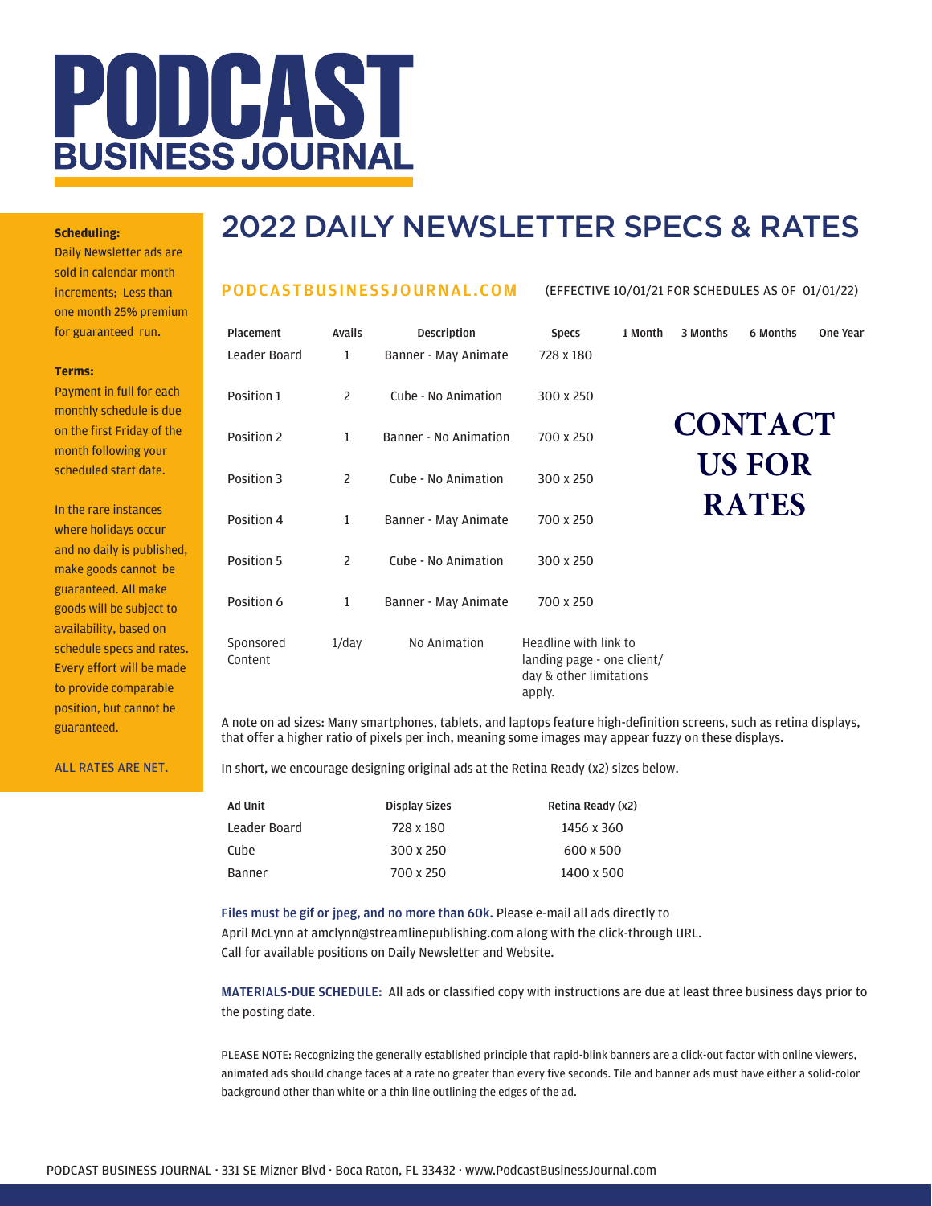# PODCAST BUSINESS JOURNAL

## 2022 DAILY NEWSLETTER SPECS & RATES

**Scheduling:**
Daily Newsletter ads are sold in calendar month increments; Less than one month 25% premium for guaranteed run.

**Terms:**
Payment in full for each monthly schedule is due on the first Friday of the month following your scheduled start date.

In the rare instances where holidays occur and no daily is published, make goods cannot be guaranteed. All make goods will be subject to availability, based on schedule specs and rates. Every effort will be made to provide comparable position, but cannot be guaranteed.

ALL RATES ARE NET.

**PODCASTBUSINESSJOURNAL.COM** (EFFECTIVE 10/01/21 FOR SCHEDULES AS OF 01/01/22)

| Placement | Avails | Description | Specs | 1 Month | 3 Months | 6 Months | One Year |
|---|---|---|---|---|---|---|---|
| Leader Board | 1 | Banner - May Animate | 728 x 180 | | | | |
| Position 1 | 2 | Cube - No Animation | 300 x 250 | | | | |
| Position 2 | 1 | Banner - No Animation | 700 x 250 | | | | |
| Position 3 | 2 | Cube - No Animation | 300 x 250 | | | | |
| Position 4 | 1 | Banner - May Animate | 700 x 250 | | | | |
| Position 5 | 2 | Cube - No Animation | 300 x 250 | | | | |
| Position 6 | 1 | Banner - May Animate | 700 x 250 | | | | |
| Sponsored Content | 1/day | No Animation | Headline with link to landing page - one client/ day & other limitations apply. | | | | |

**CONTACT US FOR RATES**

A note on ad sizes: Many smartphones, tablets, and laptops feature high-definition screens, such as retina displays, that offer a higher ratio of pixels per inch, meaning some images may appear fuzzy on these displays.

In short, we encourage designing original ads at the Retina Ready (x2) sizes below.

| Ad Unit | Display Sizes | Retina Ready (x2) |
|---|---|---|
| Leader Board | 728 x 180 | 1456 x 360 |
| Cube | 300 x 250 | 600 x 500 |
| Banner | 700 x 250 | 1400 x 500 |

**Files must be gif or jpeg, and no more than 60k.** Please e-mail all ads directly to April McLynn at amclynn@streamlinepublishing.com along with the click-through URL. Call for available positions on Daily Newsletter and Website.

**MATERIALS-DUE SCHEDULE:** All ads or classified copy with instructions are due at least three business days prior to the posting date.

PLEASE NOTE: Recognizing the generally established principle that rapid-blink banners are a click-out factor with online viewers, animated ads should change faces at a rate no greater than every five seconds. Tile and banner ads must have either a solid-color background other than white or a thin line outlining the edges of the ad.

PODCAST BUSINESS JOURNAL · 331 SE Mizner Blvd · Boca Raton, FL 33432 · www.PodcastBusinessJournal.com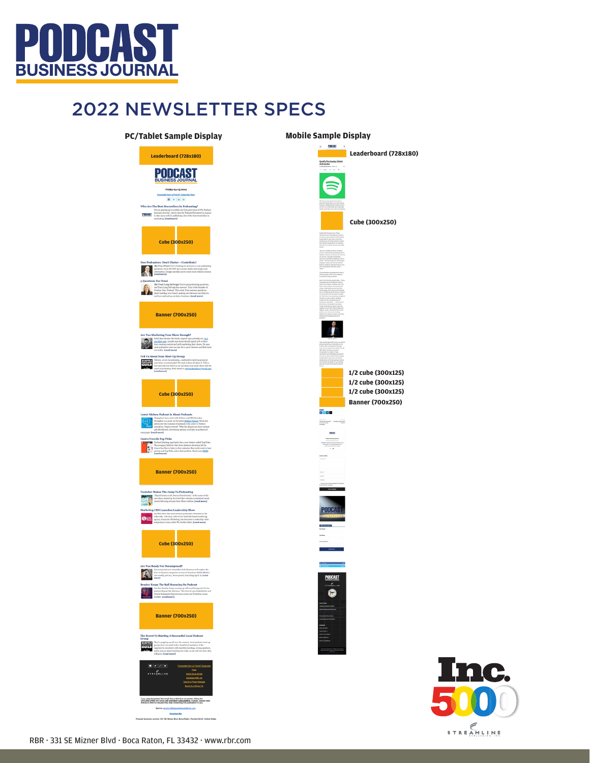# PODCAST BUSINESS JOURNAL

## 2022 NEWSLETTER SPECS

### PC/Tablet Sample Display

Leaderboard (728x180)

Cube (300x250)

Banner (700x250)

Cube (300x250)

Banner (700x250)

Cube (300x250)

Banner (700x250)

### Mobile Sample Display

Leaderboard (728x180)

Cube (300x250)

1/2 cube (300x125)

1/2 cube (300x125)

1/2 cube (300x125)

Banner (700x250)

RBR · 331 SE Mizner Blvd · Boca Raton, FL 33432 · www.rbr.com